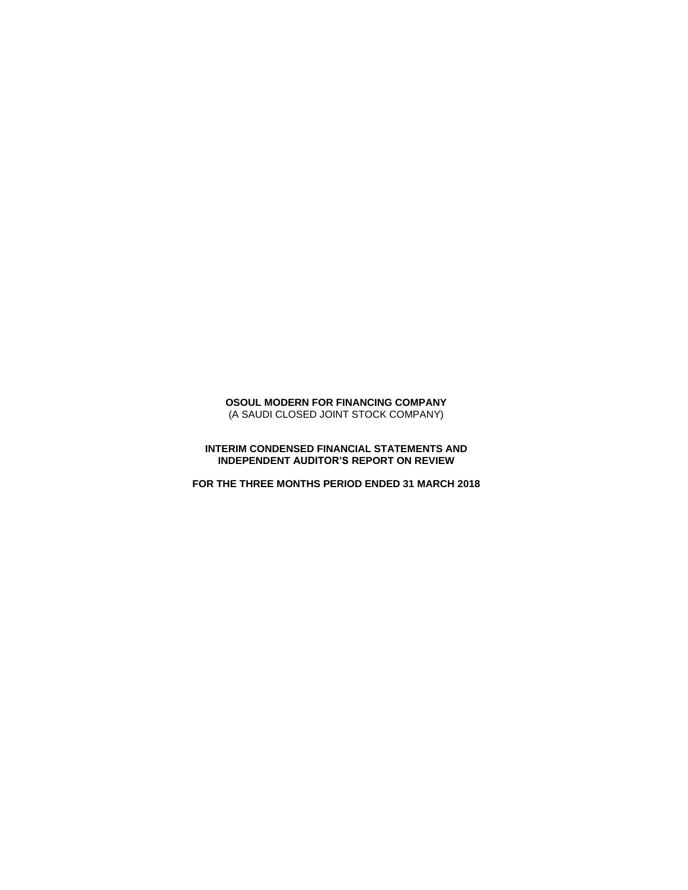**OSOUL MODERN FOR FINANCING COMPANY**
(A SAUDI CLOSED JOINT STOCK COMPANY)

**INTERIM CONDENSED FINANCIAL STATEMENTS AND INDEPENDENT AUDITOR'S REPORT ON REVIEW**

**FOR THE THREE MONTHS PERIOD ENDED 31 MARCH 2018**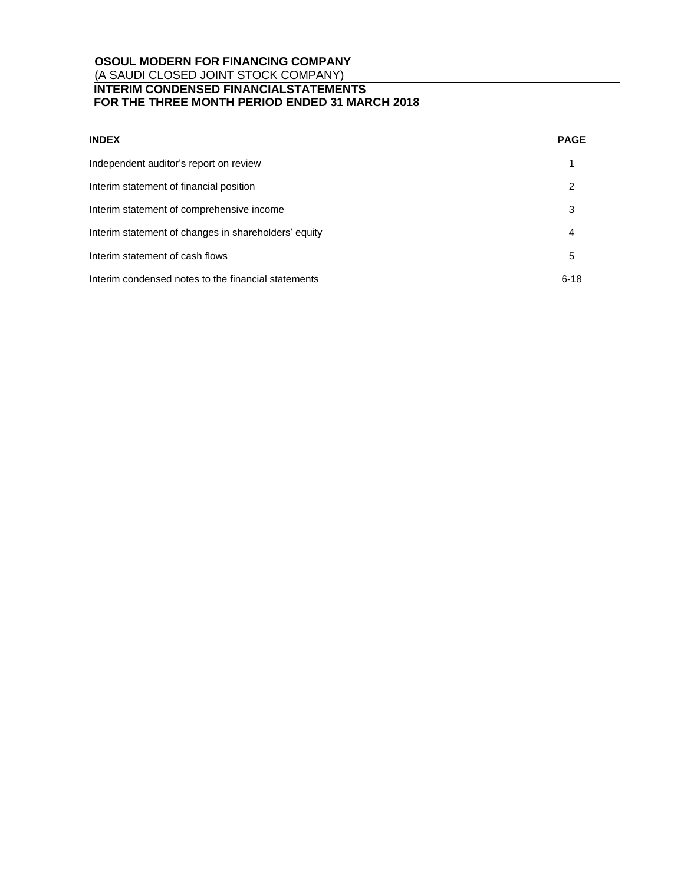**OSOUL MODERN FOR FINANCING COMPANY**
(A SAUDI CLOSED JOINT STOCK COMPANY)
**INTERIM CONDENSED FINANCIALSTATEMENTS**
**FOR THE THREE MONTH PERIOD ENDED 31 MARCH 2018**

| INDEX | PAGE |
| --- | --- |
| Independent auditor's report on review | 1 |
| Interim statement of financial position | 2 |
| Interim statement of comprehensive income | 3 |
| Interim statement of changes in shareholders' equity | 4 |
| Interim statement of cash flows | 5 |
| Interim condensed notes to the financial statements | 6-18 |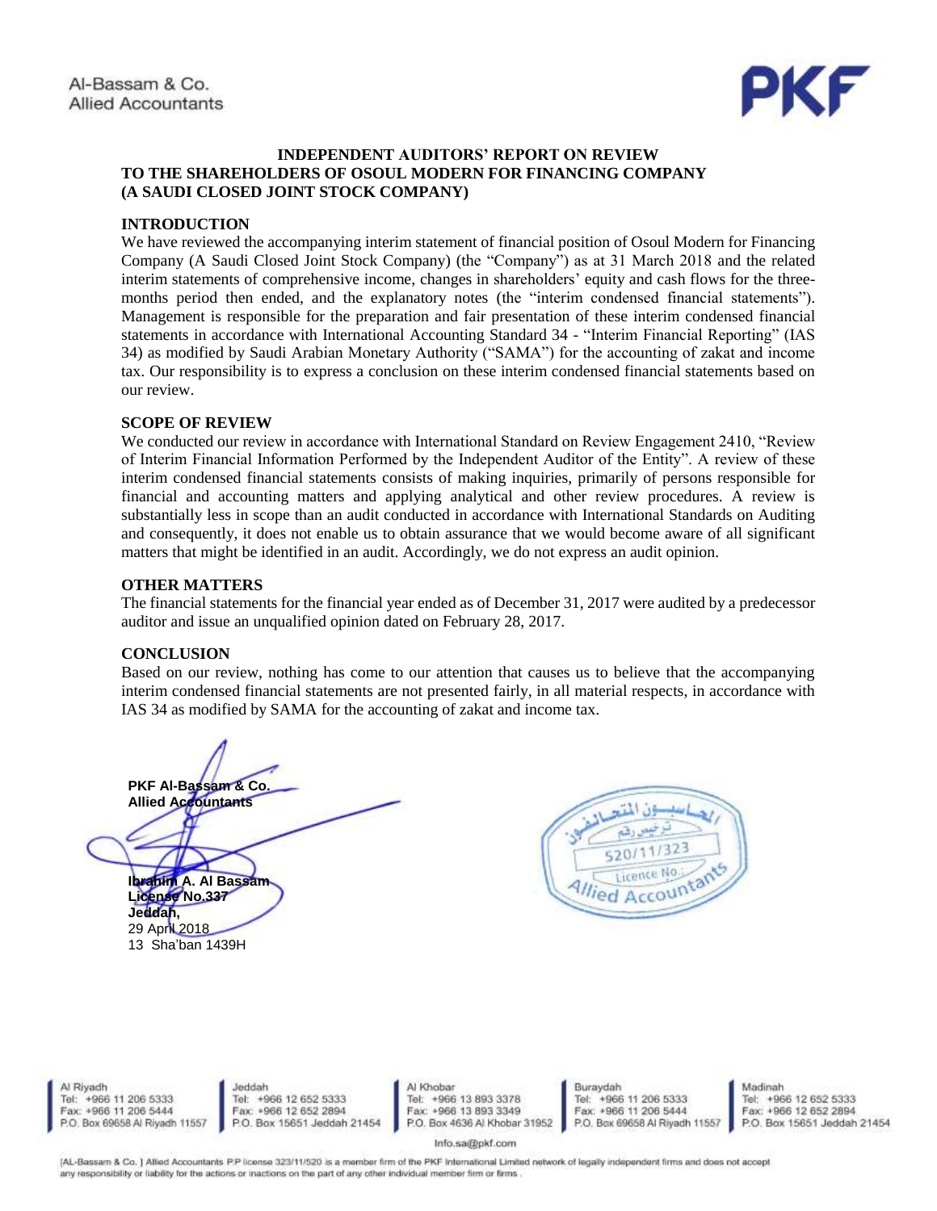Al-Bassam & Co.
Allied Accountants

PKF

**INDEPENDENT AUDITORS' REPORT ON REVIEW**
**TO THE SHAREHOLDERS OF OSOUL MODERN FOR FINANCING COMPANY**
**(A SAUDI CLOSED JOINT STOCK COMPANY)**

## INTRODUCTION

We have reviewed the accompanying interim statement of financial position of Osoul Modern for Financing Company (A Saudi Closed Joint Stock Company) (the "Company") as at 31 March 2018 and the related interim statements of comprehensive income, changes in shareholders' equity and cash flows for the three-months period then ended, and the explanatory notes (the "interim condensed financial statements"). Management is responsible for the preparation and fair presentation of these interim condensed financial statements in accordance with International Accounting Standard 34 - "Interim Financial Reporting" (IAS 34) as modified by Saudi Arabian Monetary Authority ("SAMA") for the accounting of zakat and income tax. Our responsibility is to express a conclusion on these interim condensed financial statements based on our review.

## SCOPE OF REVIEW

We conducted our review in accordance with International Standard on Review Engagement 2410, "Review of Interim Financial Information Performed by the Independent Auditor of the Entity". A review of these interim condensed financial statements consists of making inquiries, primarily of persons responsible for financial and accounting matters and applying analytical and other review procedures. A review is substantially less in scope than an audit conducted in accordance with International Standards on Auditing and consequently, it does not enable us to obtain assurance that we would become aware of all significant matters that might be identified in an audit. Accordingly, we do not express an audit opinion.

## OTHER MATTERS

The financial statements for the financial year ended as of December 31, 2017 were audited by a predecessor auditor and issue an unqualified opinion dated on February 28, 2017.

## CONCLUSION

Based on our review, nothing has come to our attention that causes us to believe that the accompanying interim condensed financial statements are not presented fairly, in all material respects, in accordance with IAS 34 as modified by SAMA for the accounting of zakat and income tax.

**PKF Al-Bassam & Co.**
**Allied Accountants**

**Ibrahim A. Al Bassam**
**License No.337**
**Jeddah,**
29 April 2018
13 Sha'ban 1439H

المحاسبون المتحالفون
ترخيص رقم
520/11/323
Licence No.
Allied Accountants

Al Riyadh
Tel: +966 11 206 5333
Fax: +966 11 206 5444
P.O. Box 69658 Al Riyadh 11557

Jeddah
Tel: +966 12 652 5333
Fax: +966 12 652 2894
P.O. Box 15651 Jeddah 21454

Al Khobar
Tel: +966 13 893 3378
Fax: +966 13 893 3349
P.O. Box 4636 Al Khobar 31952

Buraydah
Tel: +966 11 206 5333
Fax: +966 11 206 5444
P.O. Box 69658 Al Riyadh 11557

Madinah
Tel: +966 12 652 5333
Fax: +966 12 652 2894
P.O. Box 15651 Jeddah 21454

Info.sa@pkf.com

[AL-Bassam & Co.] Allied Accountants P.P license 323/11/520 is a member firm of the PKF International Limited network of legally independent firms and does not accept any responsibility or liability for the actions or inactions on the part of any other individual member firm or firms.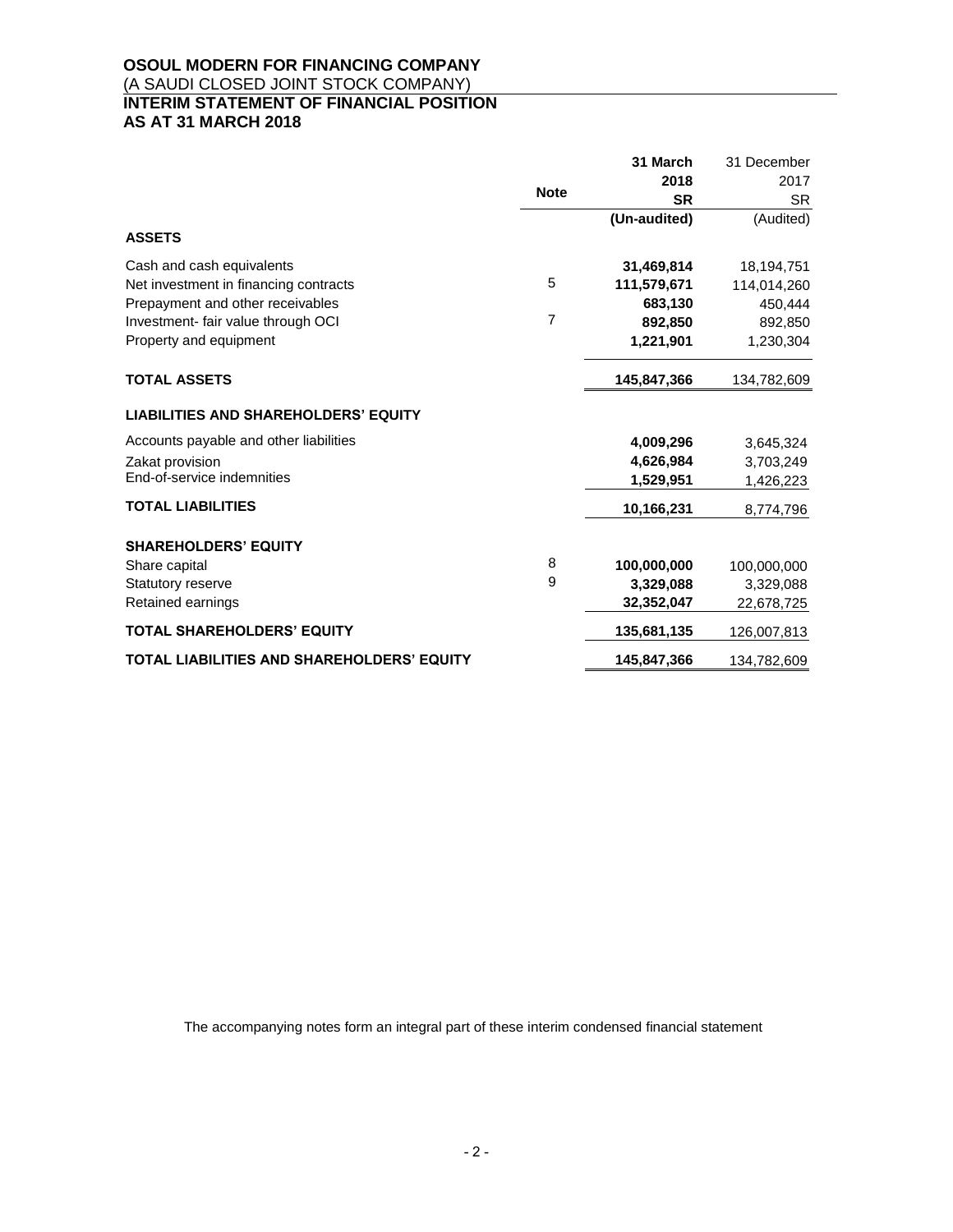**OSOUL MODERN FOR FINANCING COMPANY**

(A SAUDI CLOSED JOINT STOCK COMPANY)

**INTERIM STATEMENT OF FINANCIAL POSITION**
**AS AT 31 MARCH 2018**

| | Note | 31 March 2018 SR (Un-audited) | 31 December 2017 SR (Audited) |
|---|---|---|---|
| **ASSETS** | | | |
| Cash and cash equivalents | | **31,469,814** | 18,194,751 |
| Net investment in financing contracts | 5 | **111,579,671** | 114,014,260 |
| Prepayment and other receivables | | **683,130** | 450,444 |
| Investment- fair value through OCI | 7 | **892,850** | 892,850 |
| Property and equipment | | **1,221,901** | 1,230,304 |
| **TOTAL ASSETS** | | **145,847,366** | 134,782,609 |
| **LIABILITIES AND SHAREHOLDERS' EQUITY** | | | |
| Accounts payable and other liabilities | | **4,009,296** | 3,645,324 |
| Zakat provision | | **4,626,984** | 3,703,249 |
| End-of-service indemnities | | **1,529,951** | 1,426,223 |
| **TOTAL LIABILITIES** | | **10,166,231** | 8,774,796 |
| **SHAREHOLDERS' EQUITY** | | | |
| Share capital | 8 | **100,000,000** | 100,000,000 |
| Statutory reserve | 9 | **3,329,088** | 3,329,088 |
| Retained earnings | | **32,352,047** | 22,678,725 |
| **TOTAL SHAREHOLDERS' EQUITY** | | **135,681,135** | 126,007,813 |
| **TOTAL LIABILITIES AND SHAREHOLDERS' EQUITY** | | **145,847,366** | 134,782,609 |

The accompanying notes form an integral part of these interim condensed financial statement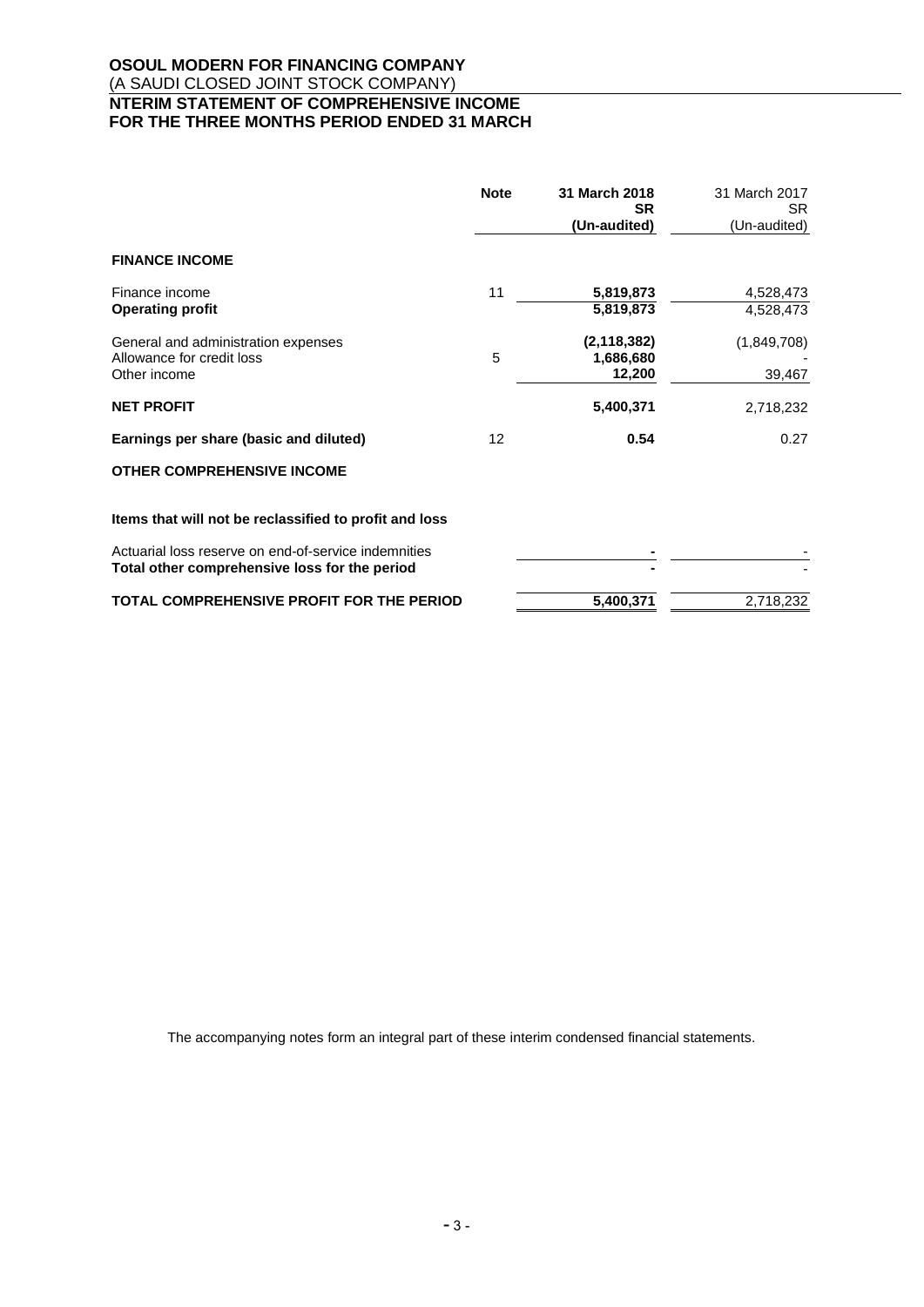**OSOUL MODERN FOR FINANCING COMPANY**
(A SAUDI CLOSED JOINT STOCK COMPANY)
**NTERIM STATEMENT OF COMPREHENSIVE INCOME**
**FOR THE THREE MONTHS PERIOD ENDED 31 MARCH**

| | Note | 31 March 2018 SR (Un-audited) | 31 March 2017 SR (Un-audited) |
|---|---|---|---|
| **FINANCE INCOME** | | | |
| Finance income | 11 | **5,819,873** | 4,528,473 |
| **Operating profit** | | **5,819,873** | 4,528,473 |
| General and administration expenses | | **(2,118,382)** | (1,849,708) |
| Allowance for credit loss | 5 | **1,686,680** | - |
| Other income | | **12,200** | 39,467 |
| **NET PROFIT** | | **5,400,371** | 2,718,232 |
| **Earnings per share (basic and diluted)** | 12 | **0.54** | 0.27 |
| **OTHER COMPREHENSIVE INCOME** | | | |
| **Items that will not be reclassified to profit and loss** | | | |
| Actuarial loss reserve on end-of-service indemnities | | **-** | - |
| **Total other comprehensive loss for the period** | | **-** | - |
| **TOTAL COMPREHENSIVE PROFIT FOR THE PERIOD** | | **5,400,371** | 2,718,232 |

The accompanying notes form an integral part of these interim condensed financial statements.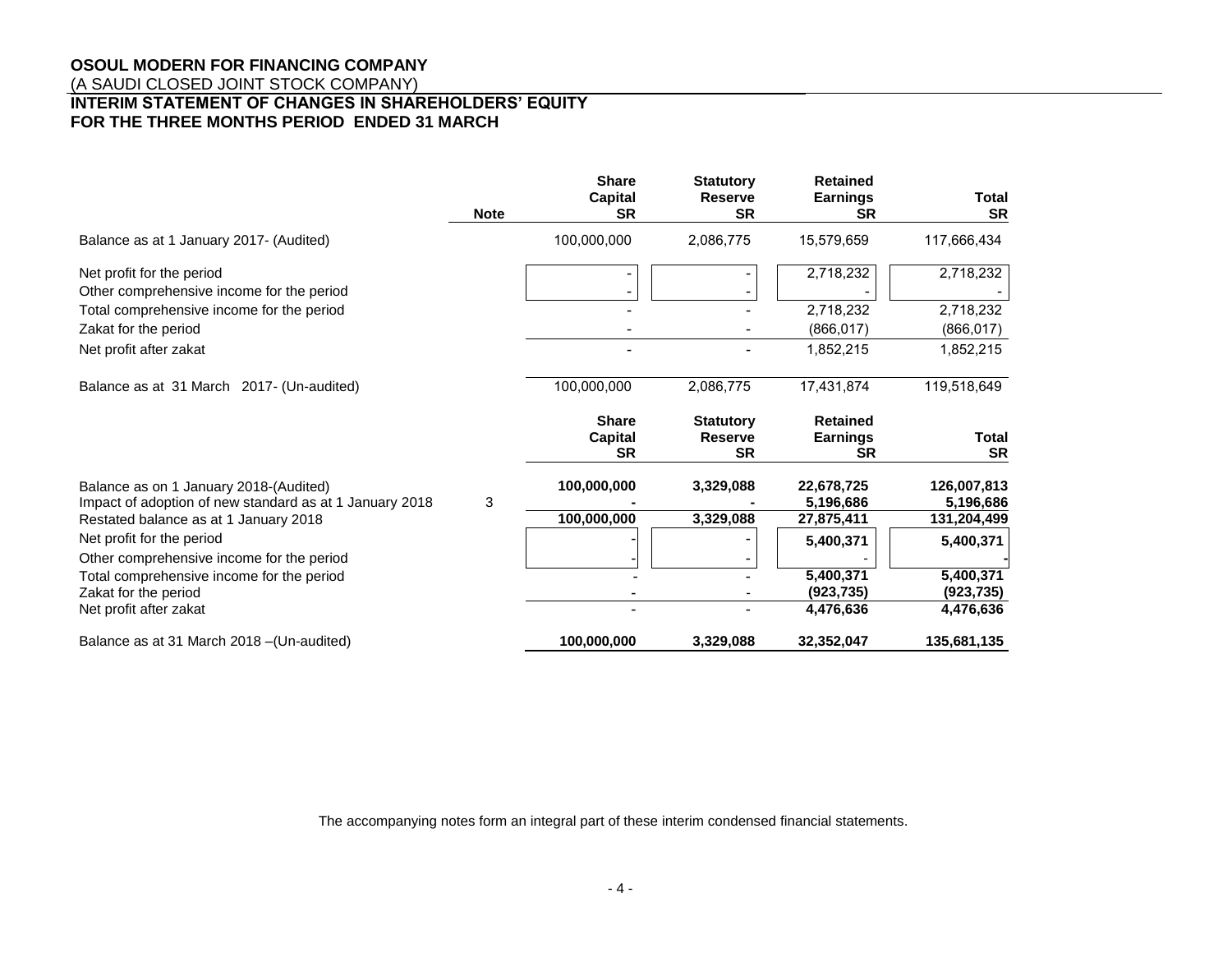**OSOUL MODERN FOR FINANCING COMPANY**
(A SAUDI CLOSED JOINT STOCK COMPANY)

**INTERIM STATEMENT OF CHANGES IN SHAREHOLDERS' EQUITY**
**FOR THE THREE MONTHS PERIOD ENDED 31 MARCH**

| | Note | Share Capital SR | Statutory Reserve SR | Retained Earnings SR | Total SR |
|---|---|---|---|---|---|
| Balance as at 1 January 2017- (Audited) | | 100,000,000 | 2,086,775 | 15,579,659 | 117,666,434 |
| Net profit for the period | | - | - | 2,718,232 | 2,718,232 |
| Other comprehensive income for the period | | - | - | - | - |
| Total comprehensive income for the period | | - | - | 2,718,232 | 2,718,232 |
| Zakat for the period | | - | - | (866,017) | (866,017) |
| Net profit after zakat | | - | - | 1,852,215 | 1,852,215 |
| Balance as at 31 March 2017- (Un-audited) | | 100,000,000 | 2,086,775 | 17,431,874 | 119,518,649 |

| | Note | Share Capital SR | Statutory Reserve SR | Retained Earnings SR | Total SR |
|---|---|---|---|---|---|
| Balance as on 1 January 2018-(Audited) | | **100,000,000** | **3,329,088** | **22,678,725** | **126,007,813** |
| Impact of adoption of new standard as at 1 January 2018 | 3 | **-** | **-** | **5,196,686** | **5,196,686** |
| Restated balance as at 1 January 2018 | | **100,000,000** | **3,329,088** | **27,875,411** | **131,204,499** |
| Net profit for the period | | - | - | **5,400,371** | **5,400,371** |
| Other comprehensive income for the period | | - | - | - | **-** |
| Total comprehensive income for the period | | - | - | **5,400,371** | **5,400,371** |
| Zakat for the period | | - | - | **(923,735)** | **(923,735)** |
| Net profit after zakat | | - | - | **4,476,636** | **4,476,636** |
| Balance as at 31 March 2018 –(Un-audited) | | **100,000,000** | **3,329,088** | **32,352,047** | **135,681,135** |

The accompanying notes form an integral part of these interim condensed financial statements.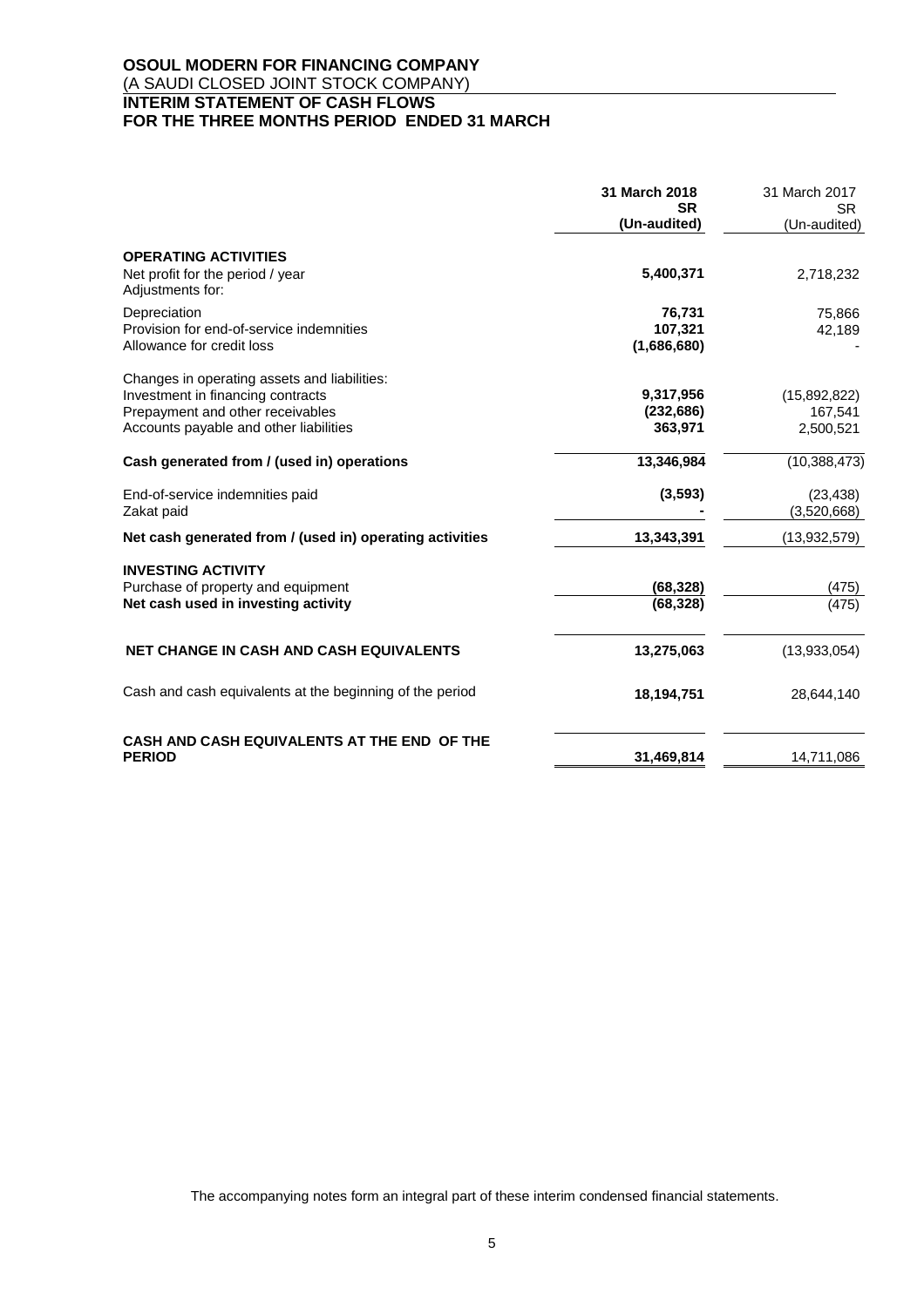# OSOUL MODERN FOR FINANCING COMPANY

(A SAUDI CLOSED JOINT STOCK COMPANY)

## INTERIM STATEMENT OF CASH FLOWS
## FOR THE THREE MONTHS PERIOD ENDED 31 MARCH

| | **31 March 2018 SR (Un-audited)** | 31 March 2017 SR (Un-audited) |
|---|---|---|
| **OPERATING ACTIVITIES** | | |
| Net profit for the period / year | **5,400,371** | 2,718,232 |
| Adjustments for: | | |
| Depreciation | **76,731** | 75,866 |
| Provision for end-of-service indemnities | **107,321** | 42,189 |
| Allowance for credit loss | **(1,686,680)** | - |
| Changes in operating assets and liabilities: | | |
| Investment in financing contracts | **9,317,956** | (15,892,822) |
| Prepayment and other receivables | **(232,686)** | 167,541 |
| Accounts payable and other liabilities | **363,971** | 2,500,521 |
| **Cash generated from / (used in) operations** | **13,346,984** | (10,388,473) |
| End-of-service indemnities paid | **(3,593)** | (23,438) |
| Zakat paid | **-** | (3,520,668) |
| **Net cash generated from / (used in) operating activities** | **13,343,391** | (13,932,579) |
| **INVESTING ACTIVITY** | | |
| Purchase of property and equipment | **(68,328)** | (475) |
| **Net cash used in investing activity** | **(68,328)** | (475) |
| **NET CHANGE IN CASH AND CASH EQUIVALENTS** | **13,275,063** | (13,933,054) |
| Cash and cash equivalents at the beginning of the period | **18,194,751** | 28,644,140 |
| **CASH AND CASH EQUIVALENTS AT THE END OF THE PERIOD** | **31,469,814** | 14,711,086 |

The accompanying notes form an integral part of these interim condensed financial statements.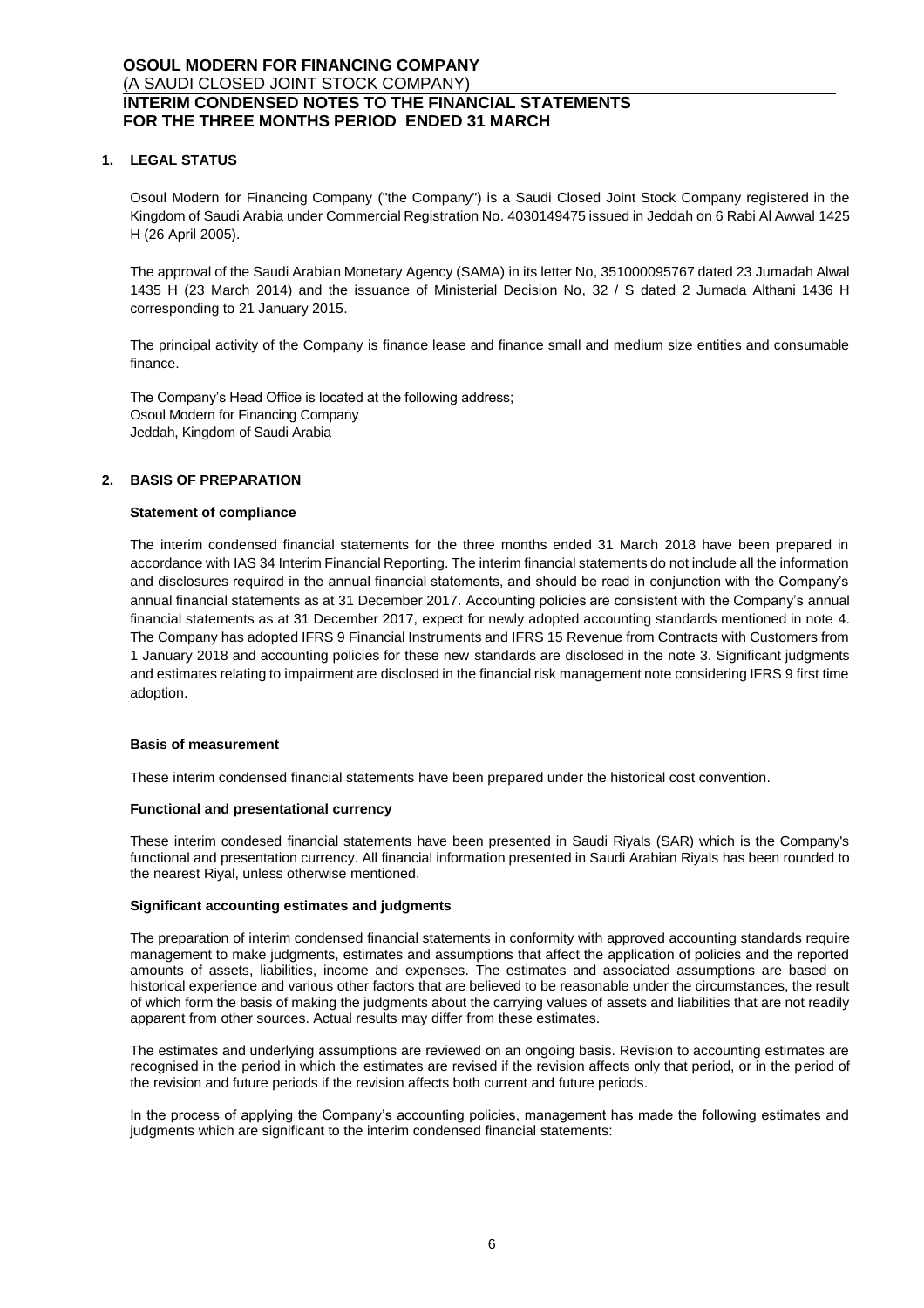## 1. LEGAL STATUS

Osoul Modern for Financing Company ("the Company") is a Saudi Closed Joint Stock Company registered in the Kingdom of Saudi Arabia under Commercial Registration No. 4030149475 issued in Jeddah on 6 Rabi Al Awwal 1425 H (26 April 2005).

The approval of the Saudi Arabian Monetary Agency (SAMA) in its letter No, 351000095767 dated 23 Jumadah Alwal 1435 H (23 March 2014) and the issuance of Ministerial Decision No, 32 / S dated 2 Jumada Althani 1436 H corresponding to 21 January 2015.

The principal activity of the Company is finance lease and finance small and medium size entities and consumable finance.

The Company's Head Office is located at the following address;
Osoul Modern for Financing Company
Jeddah, Kingdom of Saudi Arabia

## 2. BASIS OF PREPARATION

### Statement of compliance

The interim condensed financial statements for the three months ended 31 March 2018 have been prepared in accordance with IAS 34 Interim Financial Reporting. The interim financial statements do not include all the information and disclosures required in the annual financial statements, and should be read in conjunction with the Company's annual financial statements as at 31 December 2017. Accounting policies are consistent with the Company's annual financial statements as at 31 December 2017, expect for newly adopted accounting standards mentioned in note 4. The Company has adopted IFRS 9 Financial Instruments and IFRS 15 Revenue from Contracts with Customers from 1 January 2018 and accounting policies for these new standards are disclosed in the note 3. Significant judgments and estimates relating to impairment are disclosed in the financial risk management note considering IFRS 9 first time adoption.

### Basis of measurement

These interim condensed financial statements have been prepared under the historical cost convention.

### Functional and presentational currency

These interim condesed financial statements have been presented in Saudi Riyals (SAR) which is the Company's functional and presentation currency. All financial information presented in Saudi Arabian Riyals has been rounded to the nearest Riyal, unless otherwise mentioned.

### Significant accounting estimates and judgments

The preparation of interim condensed financial statements in conformity with approved accounting standards require management to make judgments, estimates and assumptions that affect the application of policies and the reported amounts of assets, liabilities, income and expenses. The estimates and associated assumptions are based on historical experience and various other factors that are believed to be reasonable under the circumstances, the result of which form the basis of making the judgments about the carrying values of assets and liabilities that are not readily apparent from other sources. Actual results may differ from these estimates.

The estimates and underlying assumptions are reviewed on an ongoing basis. Revision to accounting estimates are recognised in the period in which the estimates are revised if the revision affects only that period, or in the period of the revision and future periods if the revision affects both current and future periods.

In the process of applying the Company's accounting policies, management has made the following estimates and judgments which are significant to the interim condensed financial statements: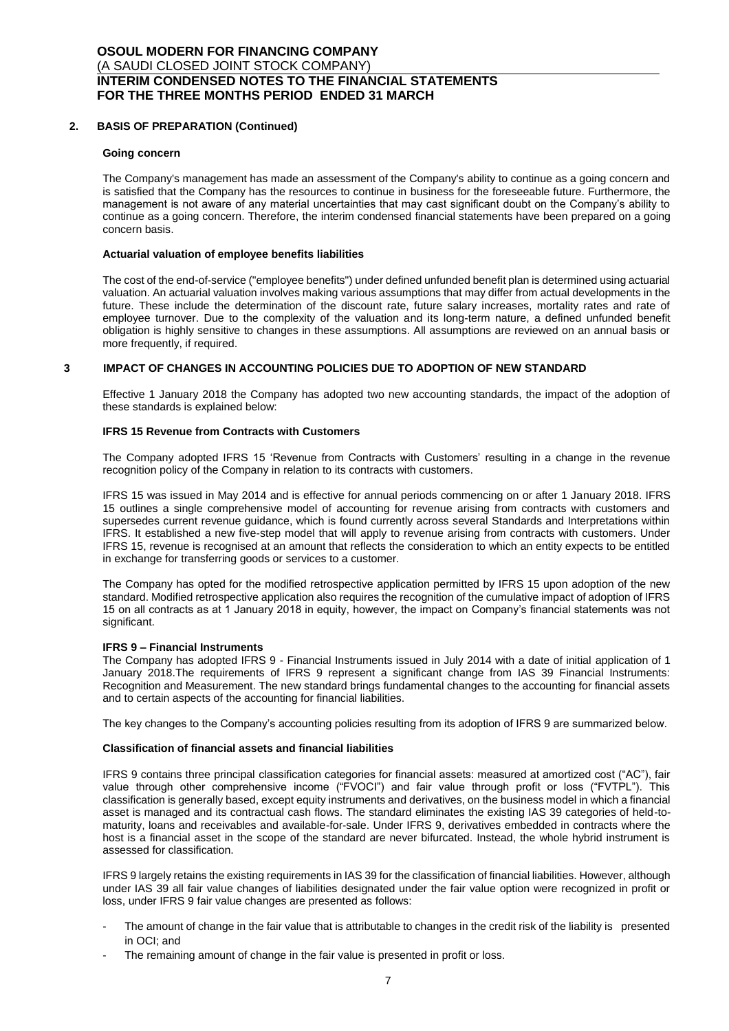## 2. BASIS OF PREPARATION (Continued)

### Going concern

The Company's management has made an assessment of the Company's ability to continue as a going concern and is satisfied that the Company has the resources to continue in business for the foreseeable future. Furthermore, the management is not aware of any material uncertainties that may cast significant doubt on the Company's ability to continue as a going concern. Therefore, the interim condensed financial statements have been prepared on a going concern basis.

### Actuarial valuation of employee benefits liabilities

The cost of the end-of-service ("employee benefits") under defined unfunded benefit plan is determined using actuarial valuation. An actuarial valuation involves making various assumptions that may differ from actual developments in the future. These include the determination of the discount rate, future salary increases, mortality rates and rate of employee turnover. Due to the complexity of the valuation and its long-term nature, a defined unfunded benefit obligation is highly sensitive to changes in these assumptions. All assumptions are reviewed on an annual basis or more frequently, if required.

## 3 IMPACT OF CHANGES IN ACCOUNTING POLICIES DUE TO ADOPTION OF NEW STANDARD

Effective 1 January 2018 the Company has adopted two new accounting standards, the impact of the adoption of these standards is explained below:

### IFRS 15 Revenue from Contracts with Customers

The Company adopted IFRS 15 'Revenue from Contracts with Customers' resulting in a change in the revenue recognition policy of the Company in relation to its contracts with customers.

IFRS 15 was issued in May 2014 and is effective for annual periods commencing on or after 1 January 2018. IFRS 15 outlines a single comprehensive model of accounting for revenue arising from contracts with customers and supersedes current revenue guidance, which is found currently across several Standards and Interpretations within IFRS. It established a new five-step model that will apply to revenue arising from contracts with customers. Under IFRS 15, revenue is recognised at an amount that reflects the consideration to which an entity expects to be entitled in exchange for transferring goods or services to a customer.

The Company has opted for the modified retrospective application permitted by IFRS 15 upon adoption of the new standard. Modified retrospective application also requires the recognition of the cumulative impact of adoption of IFRS 15 on all contracts as at 1 January 2018 in equity, however, the impact on Company's financial statements was not significant.

### IFRS 9 – Financial Instruments

The Company has adopted IFRS 9 - Financial Instruments issued in July 2014 with a date of initial application of 1 January 2018.The requirements of IFRS 9 represent a significant change from IAS 39 Financial Instruments: Recognition and Measurement. The new standard brings fundamental changes to the accounting for financial assets and to certain aspects of the accounting for financial liabilities.

The key changes to the Company's accounting policies resulting from its adoption of IFRS 9 are summarized below.

### Classification of financial assets and financial liabilities

IFRS 9 contains three principal classification categories for financial assets: measured at amortized cost ("AC"), fair value through other comprehensive income ("FVOCI") and fair value through profit or loss ("FVTPL"). This classification is generally based, except equity instruments and derivatives, on the business model in which a financial asset is managed and its contractual cash flows. The standard eliminates the existing IAS 39 categories of held-to-maturity, loans and receivables and available-for-sale. Under IFRS 9, derivatives embedded in contracts where the host is a financial asset in the scope of the standard are never bifurcated. Instead, the whole hybrid instrument is assessed for classification.

IFRS 9 largely retains the existing requirements in IAS 39 for the classification of financial liabilities. However, although under IAS 39 all fair value changes of liabilities designated under the fair value option were recognized in profit or loss, under IFRS 9 fair value changes are presented as follows:

- The amount of change in the fair value that is attributable to changes in the credit risk of the liability is presented in OCI; and
- The remaining amount of change in the fair value is presented in profit or loss.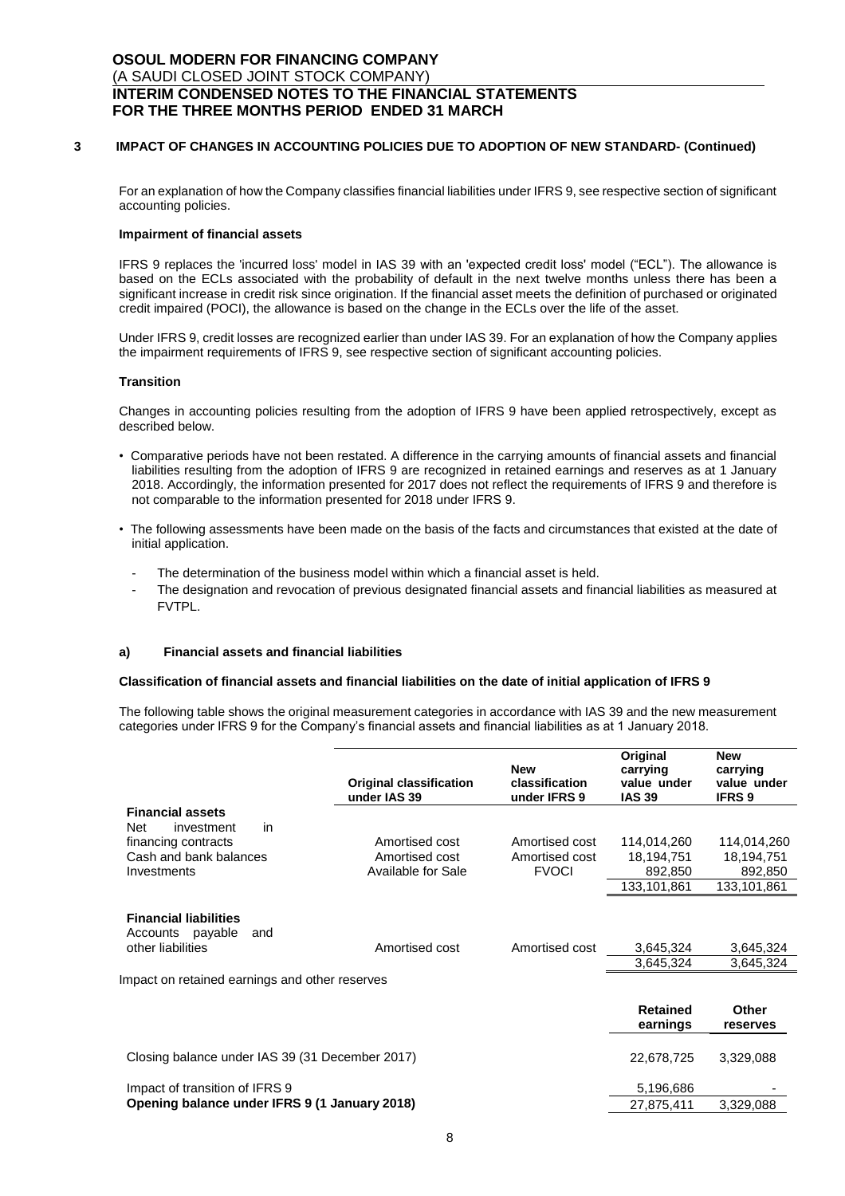## 3 IMPACT OF CHANGES IN ACCOUNTING POLICIES DUE TO ADOPTION OF NEW STANDARD- (Continued)

For an explanation of how the Company classifies financial liabilities under IFRS 9, see respective section of significant accounting policies.

**Impairment of financial assets**

IFRS 9 replaces the 'incurred loss' model in IAS 39 with an 'expected credit loss' model ("ECL"). The allowance is based on the ECLs associated with the probability of default in the next twelve months unless there has been a significant increase in credit risk since origination. If the financial asset meets the definition of purchased or originated credit impaired (POCI), the allowance is based on the change in the ECLs over the life of the asset.

Under IFRS 9, credit losses are recognized earlier than under IAS 39. For an explanation of how the Company applies the impairment requirements of IFRS 9, see respective section of significant accounting policies.

**Transition**

Changes in accounting policies resulting from the adoption of IFRS 9 have been applied retrospectively, except as described below.

- Comparative periods have not been restated. A difference in the carrying amounts of financial assets and financial liabilities resulting from the adoption of IFRS 9 are recognized in retained earnings and reserves as at 1 January 2018. Accordingly, the information presented for 2017 does not reflect the requirements of IFRS 9 and therefore is not comparable to the information presented for 2018 under IFRS 9.
- The following assessments have been made on the basis of the facts and circumstances that existed at the date of initial application.
  - The determination of the business model within which a financial asset is held.
  - The designation and revocation of previous designated financial assets and financial liabilities as measured at FVTPL.

**a) Financial assets and financial liabilities**

**Classification of financial assets and financial liabilities on the date of initial application of IFRS 9**

The following table shows the original measurement categories in accordance with IAS 39 and the new measurement categories under IFRS 9 for the Company's financial assets and financial liabilities as at 1 January 2018.

| | Original classification under IAS 39 | New classification under IFRS 9 | Original carrying value under IAS 39 | New carrying value under IFRS 9 |
|---|---|---|---|---|
| **Financial assets** | | | | |
| Net investment in financing contracts | Amortised cost | Amortised cost | 114,014,260 | 114,014,260 |
| Cash and bank balances | Amortised cost | Amortised cost | 18,194,751 | 18,194,751 |
| Investments | Available for Sale | FVOCI | 892,850 | 892,850 |
| | | | 133,101,861 | 133,101,861 |
| **Financial liabilities** | | | | |
| Accounts payable and other liabilities | Amortised cost | Amortised cost | 3,645,324 | 3,645,324 |
| | | | 3,645,324 | 3,645,324 |

Impact on retained earnings and other reserves

| | Retained earnings | Other reserves |
|---|---|---|
| Closing balance under IAS 39 (31 December 2017) | 22,678,725 | 3,329,088 |
| Impact of transition of IFRS 9 | 5,196,686 | - |
| **Opening balance under IFRS 9 (1 January 2018)** | 27,875,411 | 3,329,088 |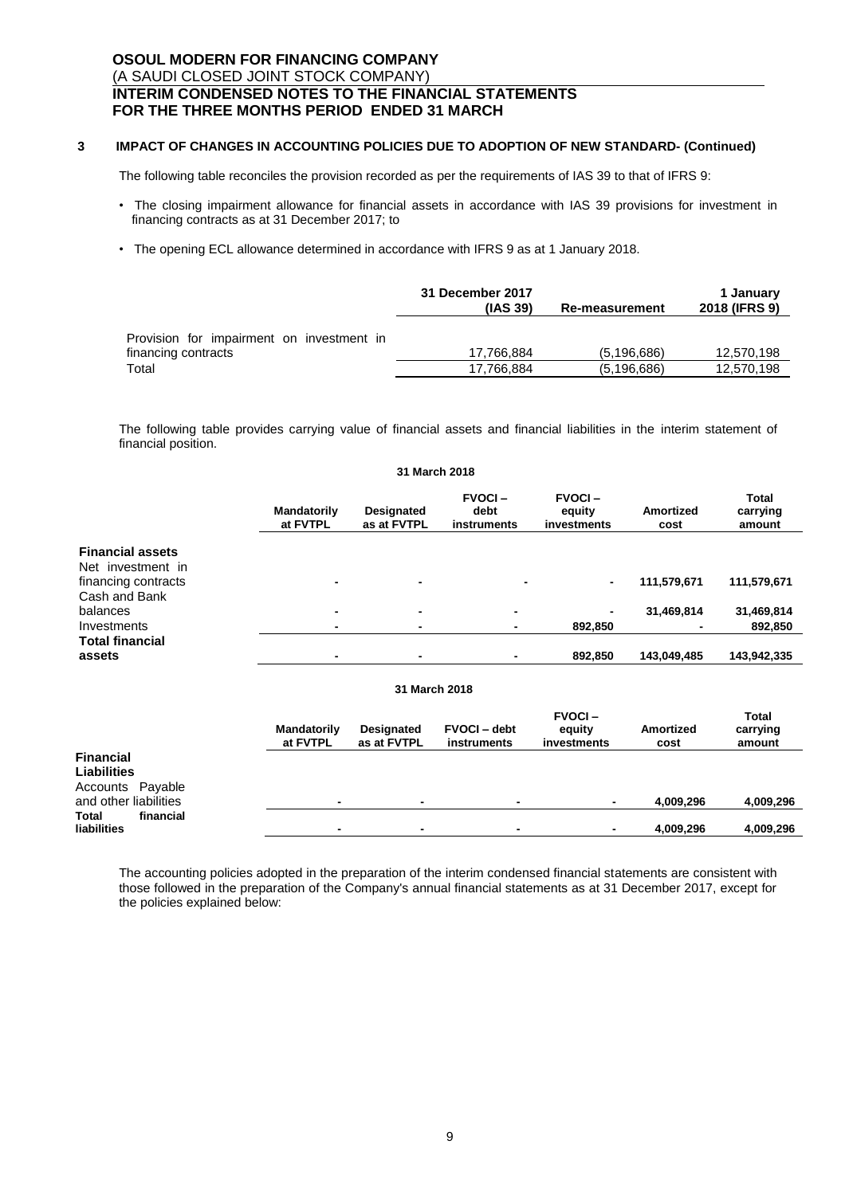## 3 IMPACT OF CHANGES IN ACCOUNTING POLICIES DUE TO ADOPTION OF NEW STANDARD- (Continued)

The following table reconciles the provision recorded as per the requirements of IAS 39 to that of IFRS 9:

- The closing impairment allowance for financial assets in accordance with IAS 39 provisions for investment in financing contracts as at 31 December 2017; to
- The opening ECL allowance determined in accordance with IFRS 9 as at 1 January 2018.

| | 31 December 2017 (IAS 39) | Re-measurement | 1 January 2018 (IFRS 9) |
|---|---|---|---|
| Provision for impairment on investment in financing contracts | 17,766,884 | (5,196,686) | 12,570,198 |
| Total | 17,766,884 | (5,196,686) | 12,570,198 |

The following table provides carrying value of financial assets and financial liabilities in the interim statement of financial position.

**31 March 2018**

| | Mandatorily at FVTPL | Designated as at FVTPL | FVOCI – debt instruments | FVOCI – equity investments | Amortized cost | Total carrying amount |
|---|---|---|---|---|---|---|
| **Financial assets** | | | | | | |
| Net investment in financing contracts | - | - | - | - | 111,579,671 | 111,579,671 |
| Cash and Bank balances | - | - | - | - | 31,469,814 | 31,469,814 |
| Investments | - | - | - | 892,850 | - | 892,850 |
| **Total financial assets** | - | - | - | 892,850 | 143,049,485 | 143,942,335 |

**31 March 2018**

| | Mandatorily at FVTPL | Designated as at FVTPL | FVOCI – debt instruments | FVOCI – equity investments | Amortized cost | Total carrying amount |
|---|---|---|---|---|---|---|
| **Financial Liabilities** | | | | | | |
| Accounts Payable and other liabilities | - | - | - | - | 4,009,296 | 4,009,296 |
| **Total financial liabilities** | - | - | - | - | 4,009,296 | 4,009,296 |

The accounting policies adopted in the preparation of the interim condensed financial statements are consistent with those followed in the preparation of the Company's annual financial statements as at 31 December 2017, except for the policies explained below: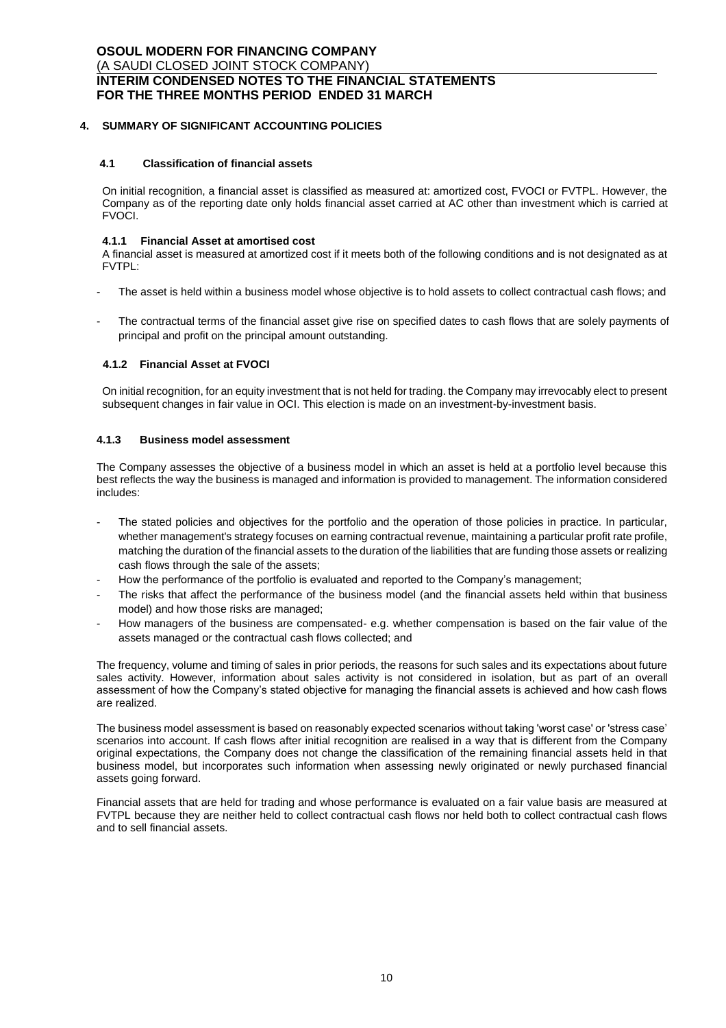## 4. SUMMARY OF SIGNIFICANT ACCOUNTING POLICIES

### 4.1 Classification of financial assets

On initial recognition, a financial asset is classified as measured at: amortized cost, FVOCI or FVTPL. However, the Company as of the reporting date only holds financial asset carried at AC other than investment which is carried at FVOCI.

#### 4.1.1 Financial Asset at amortised cost

A financial asset is measured at amortized cost if it meets both of the following conditions and is not designated as at FVTPL:

- The asset is held within a business model whose objective is to hold assets to collect contractual cash flows; and
- The contractual terms of the financial asset give rise on specified dates to cash flows that are solely payments of principal and profit on the principal amount outstanding.

#### 4.1.2 Financial Asset at FVOCI

On initial recognition, for an equity investment that is not held for trading. the Company may irrevocably elect to present subsequent changes in fair value in OCI. This election is made on an investment-by-investment basis.

#### 4.1.3 Business model assessment

The Company assesses the objective of a business model in which an asset is held at a portfolio level because this best reflects the way the business is managed and information is provided to management. The information considered includes:

- The stated policies and objectives for the portfolio and the operation of those policies in practice. In particular, whether management's strategy focuses on earning contractual revenue, maintaining a particular profit rate profile, matching the duration of the financial assets to the duration of the liabilities that are funding those assets or realizing cash flows through the sale of the assets;
- How the performance of the portfolio is evaluated and reported to the Company's management;
- The risks that affect the performance of the business model (and the financial assets held within that business model) and how those risks are managed;
- How managers of the business are compensated- e.g. whether compensation is based on the fair value of the assets managed or the contractual cash flows collected; and

The frequency, volume and timing of sales in prior periods, the reasons for such sales and its expectations about future sales activity. However, information about sales activity is not considered in isolation, but as part of an overall assessment of how the Company's stated objective for managing the financial assets is achieved and how cash flows are realized.

The business model assessment is based on reasonably expected scenarios without taking 'worst case' or 'stress case' scenarios into account. If cash flows after initial recognition are realised in a way that is different from the Company original expectations, the Company does not change the classification of the remaining financial assets held in that business model, but incorporates such information when assessing newly originated or newly purchased financial assets going forward.

Financial assets that are held for trading and whose performance is evaluated on a fair value basis are measured at FVTPL because they are neither held to collect contractual cash flows nor held both to collect contractual cash flows and to sell financial assets.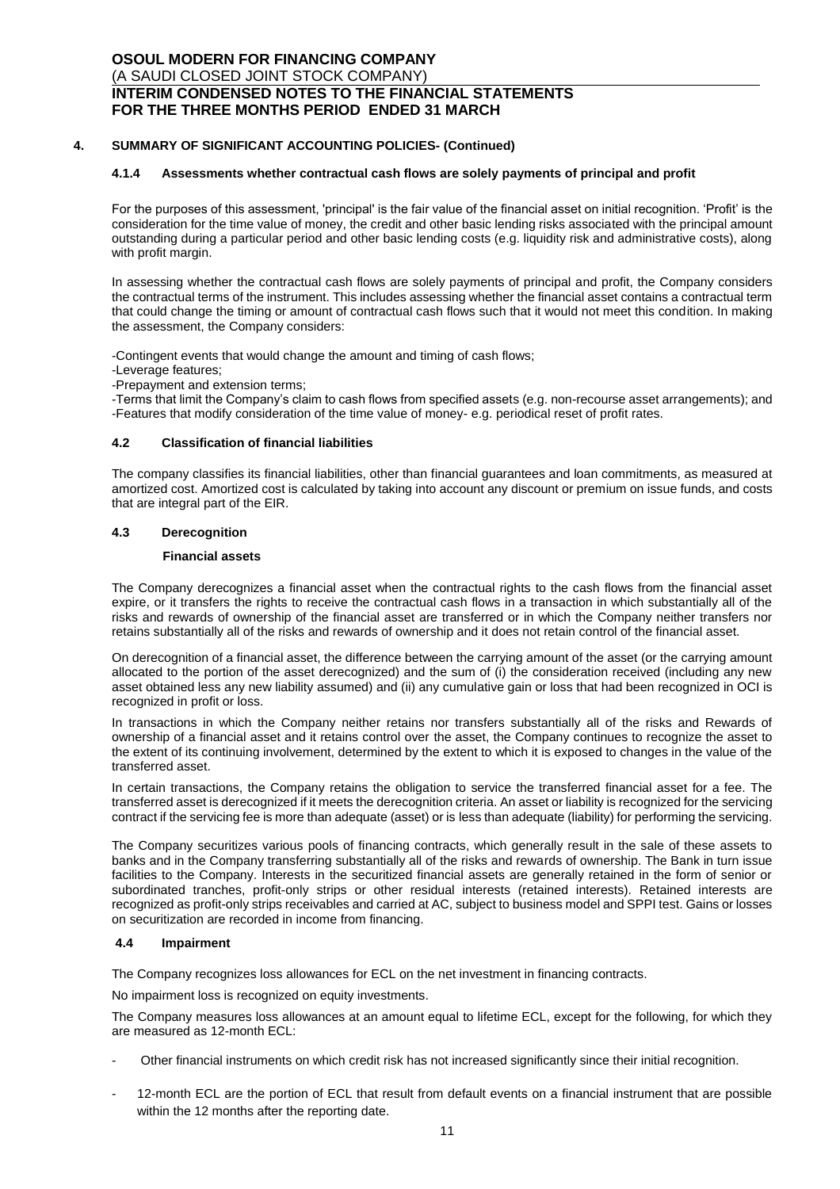## 4. SUMMARY OF SIGNIFICANT ACCOUNTING POLICIES- (Continued)

### 4.1.4 Assessments whether contractual cash flows are solely payments of principal and profit

For the purposes of this assessment, 'principal' is the fair value of the financial asset on initial recognition. 'Profit' is the consideration for the time value of money, the credit and other basic lending risks associated with the principal amount outstanding during a particular period and other basic lending costs (e.g. liquidity risk and administrative costs), along with profit margin.

In assessing whether the contractual cash flows are solely payments of principal and profit, the Company considers the contractual terms of the instrument. This includes assessing whether the financial asset contains a contractual term that could change the timing or amount of contractual cash flows such that it would not meet this condition. In making the assessment, the Company considers:

-Contingent events that would change the amount and timing of cash flows;
-Leverage features;
-Prepayment and extension terms;
-Terms that limit the Company's claim to cash flows from specified assets (e.g. non-recourse asset arrangements); and
-Features that modify consideration of the time value of money- e.g. periodical reset of profit rates.

### 4.2 Classification of financial liabilities

The company classifies its financial liabilities, other than financial guarantees and loan commitments, as measured at amortized cost. Amortized cost is calculated by taking into account any discount or premium on issue funds, and costs that are integral part of the EIR.

### 4.3 Derecognition

**Financial assets**

The Company derecognizes a financial asset when the contractual rights to the cash flows from the financial asset expire, or it transfers the rights to receive the contractual cash flows in a transaction in which substantially all of the risks and rewards of ownership of the financial asset are transferred or in which the Company neither transfers nor retains substantially all of the risks and rewards of ownership and it does not retain control of the financial asset.

On derecognition of a financial asset, the difference between the carrying amount of the asset (or the carrying amount allocated to the portion of the asset derecognized) and the sum of (i) the consideration received (including any new asset obtained less any new liability assumed) and (ii) any cumulative gain or loss that had been recognized in OCI is recognized in profit or loss.

In transactions in which the Company neither retains nor transfers substantially all of the risks and Rewards of ownership of a financial asset and it retains control over the asset, the Company continues to recognize the asset to the extent of its continuing involvement, determined by the extent to which it is exposed to changes in the value of the transferred asset.

In certain transactions, the Company retains the obligation to service the transferred financial asset for a fee. The transferred asset is derecognized if it meets the derecognition criteria. An asset or liability is recognized for the servicing contract if the servicing fee is more than adequate (asset) or is less than adequate (liability) for performing the servicing.

The Company securitizes various pools of financing contracts, which generally result in the sale of these assets to banks and in the Company transferring substantially all of the risks and rewards of ownership. The Bank in turn issue facilities to the Company. Interests in the securitized financial assets are generally retained in the form of senior or subordinated tranches, profit-only strips or other residual interests (retained interests). Retained interests are recognized as profit-only strips receivables and carried at AC, subject to business model and SPPI test. Gains or losses on securitization are recorded in income from financing.

### 4.4 Impairment

The Company recognizes loss allowances for ECL on the net investment in financing contracts.

No impairment loss is recognized on equity investments.

The Company measures loss allowances at an amount equal to lifetime ECL, except for the following, for which they are measured as 12-month ECL:

- Other financial instruments on which credit risk has not increased significantly since their initial recognition.
- 12-month ECL are the portion of ECL that result from default events on a financial instrument that are possible within the 12 months after the reporting date.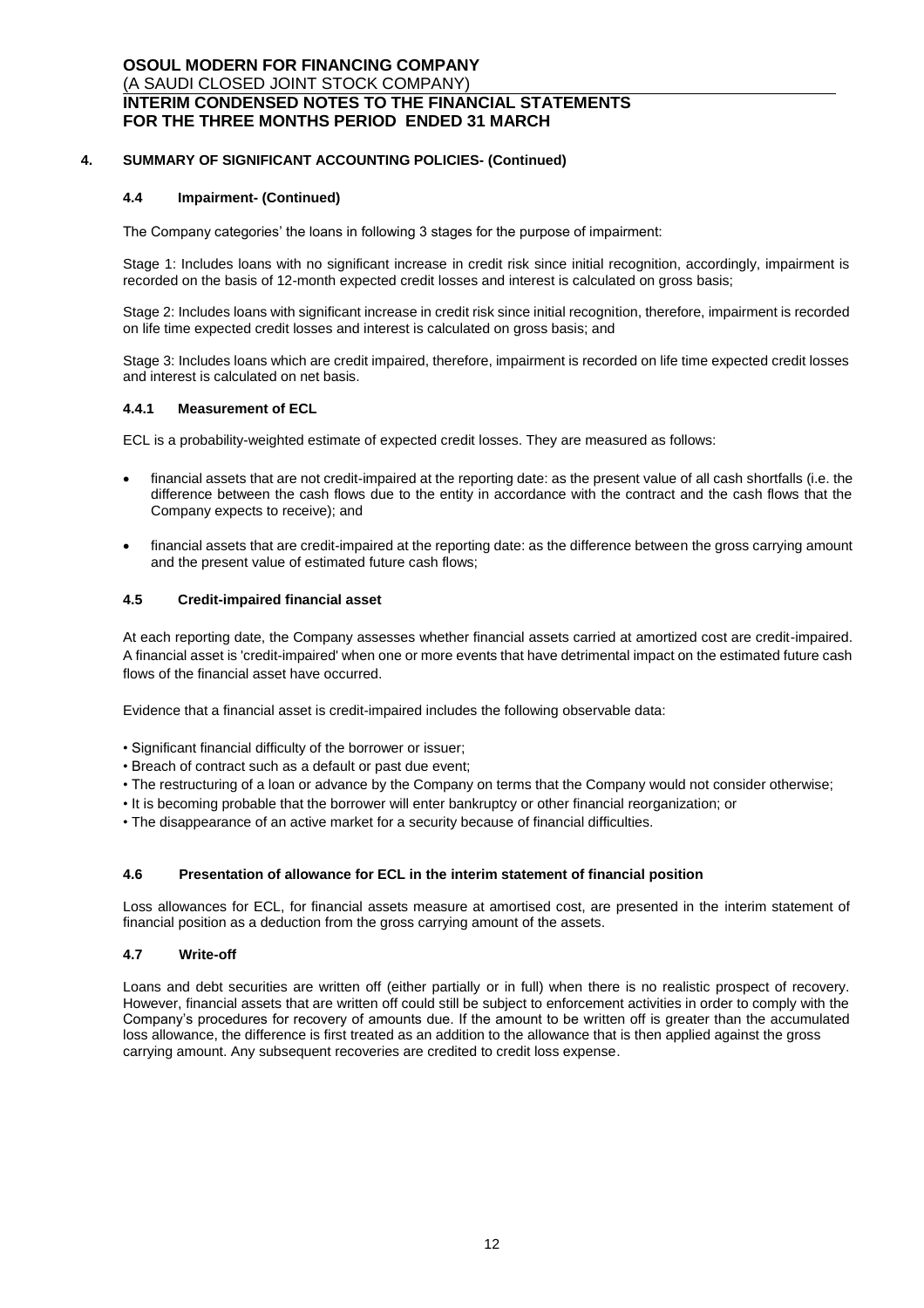## 4. SUMMARY OF SIGNIFICANT ACCOUNTING POLICIES- (Continued)

### 4.4 Impairment- (Continued)

The Company categories' the loans in following 3 stages for the purpose of impairment:

Stage 1: Includes loans with no significant increase in credit risk since initial recognition, accordingly, impairment is recorded on the basis of 12-month expected credit losses and interest is calculated on gross basis;

Stage 2: Includes loans with significant increase in credit risk since initial recognition, therefore, impairment is recorded on life time expected credit losses and interest is calculated on gross basis; and

Stage 3: Includes loans which are credit impaired, therefore, impairment is recorded on life time expected credit losses and interest is calculated on net basis.

#### 4.4.1 Measurement of ECL

ECL is a probability-weighted estimate of expected credit losses. They are measured as follows:

- financial assets that are not credit-impaired at the reporting date: as the present value of all cash shortfalls (i.e. the difference between the cash flows due to the entity in accordance with the contract and the cash flows that the Company expects to receive); and
- financial assets that are credit-impaired at the reporting date: as the difference between the gross carrying amount and the present value of estimated future cash flows;

### 4.5 Credit-impaired financial asset

At each reporting date, the Company assesses whether financial assets carried at amortized cost are credit-impaired. A financial asset is 'credit-impaired' when one or more events that have detrimental impact on the estimated future cash flows of the financial asset have occurred.

Evidence that a financial asset is credit-impaired includes the following observable data:

- Significant financial difficulty of the borrower or issuer;
- Breach of contract such as a default or past due event;
- The restructuring of a loan or advance by the Company on terms that the Company would not consider otherwise;
- It is becoming probable that the borrower will enter bankruptcy or other financial reorganization; or
- The disappearance of an active market for a security because of financial difficulties.

### 4.6 Presentation of allowance for ECL in the interim statement of financial position

Loss allowances for ECL, for financial assets measure at amortised cost, are presented in the interim statement of financial position as a deduction from the gross carrying amount of the assets.

### 4.7 Write-off

Loans and debt securities are written off (either partially or in full) when there is no realistic prospect of recovery. However, financial assets that are written off could still be subject to enforcement activities in order to comply with the Company's procedures for recovery of amounts due. If the amount to be written off is greater than the accumulated loss allowance, the difference is first treated as an addition to the allowance that is then applied against the gross carrying amount. Any subsequent recoveries are credited to credit loss expense.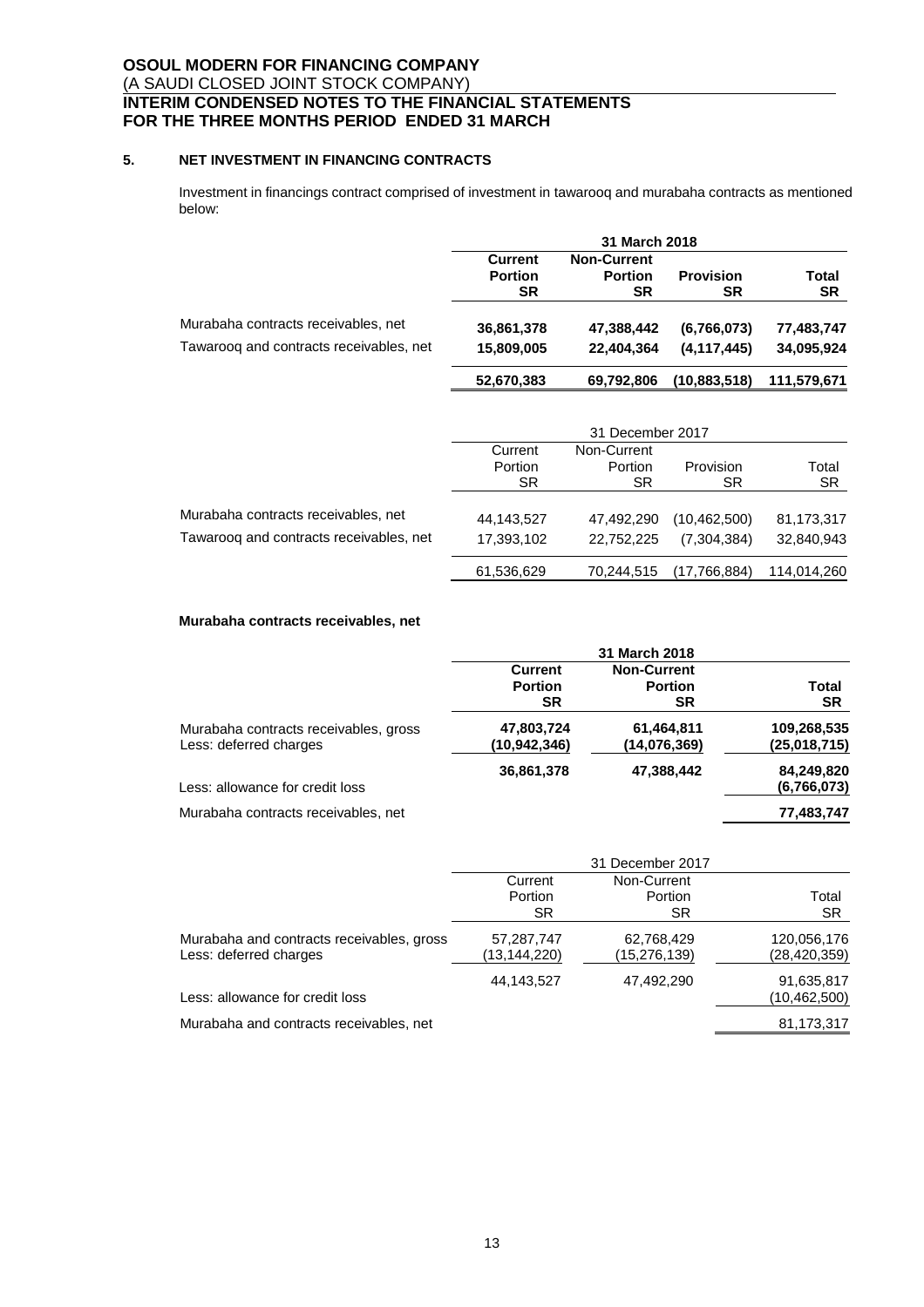## 5. NET INVESTMENT IN FINANCING CONTRACTS

Investment in financings contract comprised of investment in tawarooq and murabaha contracts as mentioned below:

| | **31 March 2018** | | | |
|---|---|---|---|---|
| | **Current Portion SR** | **Non-Current Portion SR** | **Provision SR** | **Total SR** |
| Murabaha contracts receivables, net | **36,861,378** | **47,388,442** | **(6,766,073)** | **77,483,747** |
| Tawarooq and contracts receivables, net | **15,809,005** | **22,404,364** | **(4,117,445)** | **34,095,924** |
| | **52,670,383** | **69,792,806** | **(10,883,518)** | **111,579,671** |

| | 31 December 2017 | | | |
|---|---|---|---|---|
| | Current Portion SR | Non-Current Portion SR | Provision SR | Total SR |
| Murabaha contracts receivables, net | 44,143,527 | 47,492,290 | (10,462,500) | 81,173,317 |
| Tawarooq and contracts receivables, net | 17,393,102 | 22,752,225 | (7,304,384) | 32,840,943 |
| | 61,536,629 | 70,244,515 | (17,766,884) | 114,014,260 |

**Murabaha contracts receivables, net**

| | **31 March 2018** | | |
|---|---|---|---|
| | **Current Portion SR** | **Non-Current Portion SR** | **Total SR** |
| Murabaha contracts receivables, gross | **47,803,724** | **61,464,811** | **109,268,535** |
| Less: deferred charges | **(10,942,346)** | **(14,076,369)** | **(25,018,715)** |
| | **36,861,378** | **47,388,442** | **84,249,820** |
| Less: allowance for credit loss | | | **(6,766,073)** |
| Murabaha contracts receivables, net | | | **77,483,747** |

| | 31 December 2017 | | |
|---|---|---|---|
| | Current Portion SR | Non-Current Portion SR | Total SR |
| Murabaha and contracts receivables, gross | 57,287,747 | 62,768,429 | 120,056,176 |
| Less: deferred charges | (13,144,220) | (15,276,139) | (28,420,359) |
| | 44,143,527 | 47,492,290 | 91,635,817 |
| Less: allowance for credit loss | | | (10,462,500) |
| Murabaha and contracts receivables, net | | | 81,173,317 |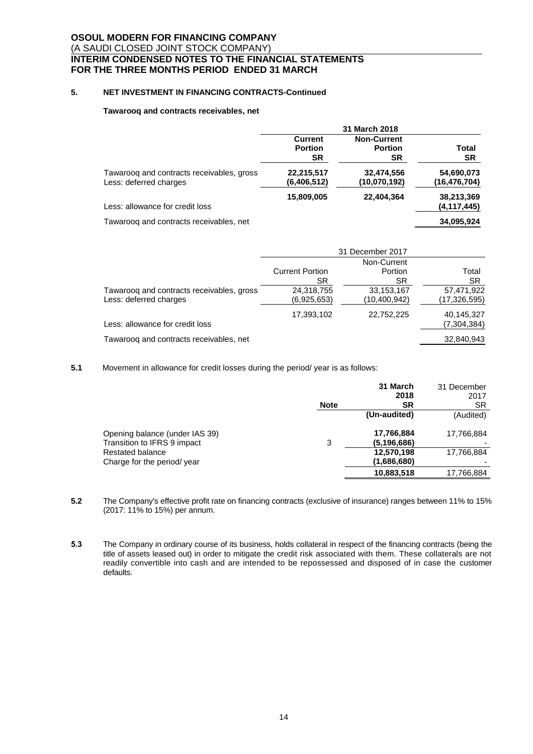## 5. NET INVESTMENT IN FINANCING CONTRACTS-Continued

**Tawarooq and contracts receivables, net**

| | 31 March 2018 | | |
|---|---|---|---|
| | **Current Portion SR** | **Non-Current Portion SR** | **Total SR** |
| Tawarooq and contracts receivables, gross | **22,215,517** | **32,474,556** | **54,690,073** |
| Less: deferred charges | **(6,406,512)** | **(10,070,192)** | **(16,476,704)** |
| | **15,809,005** | **22,404,364** | **38,213,369** |
| Less: allowance for credit loss | | | **(4,117,445)** |
| Tawarooq and contracts receivables, net | | | **34,095,924** |

| | 31 December 2017 | | |
|---|---|---|---|
| | Current Portion SR | Non-Current Portion SR | Total SR |
| Tawarooq and contracts receivables, gross | 24,318,755 | 33,153,167 | 57,471,922 |
| Less: deferred charges | (6,925,653) | (10,400,942) | (17,326,595) |
| | 17,393,102 | 22,752,225 | 40,145,327 |
| Less: allowance for credit loss | | | (7,304,384) |
| Tawarooq and contracts receivables, net | | | 32,840,943 |

**5.1** Movement in allowance for credit losses during the period/ year is as follows:

| | Note | **31 March 2018 SR** | 31 December 2017 SR |
|---|---|---|---|
| | | **(Un-audited)** | (Audited) |
| Opening balance (under IAS 39) | | **17,766,884** | 17,766,884 |
| Transition to IFRS 9 impact | 3 | **(5,196,686)** | - |
| Restated balance | | **12,570,198** | 17,766,884 |
| Charge for the period/ year | | **(1,686,680)** | - |
| | | **10,883,518** | 17,766,884 |

**5.2** The Company's effective profit rate on financing contracts (exclusive of insurance) ranges between 11% to 15% (2017: 11% to 15%) per annum.

**5.3** The Company in ordinary course of its business, holds collateral in respect of the financing contracts (being the title of assets leased out) in order to mitigate the credit risk associated with them. These collaterals are not readily convertible into cash and are intended to be repossessed and disposed of in case the customer defaults.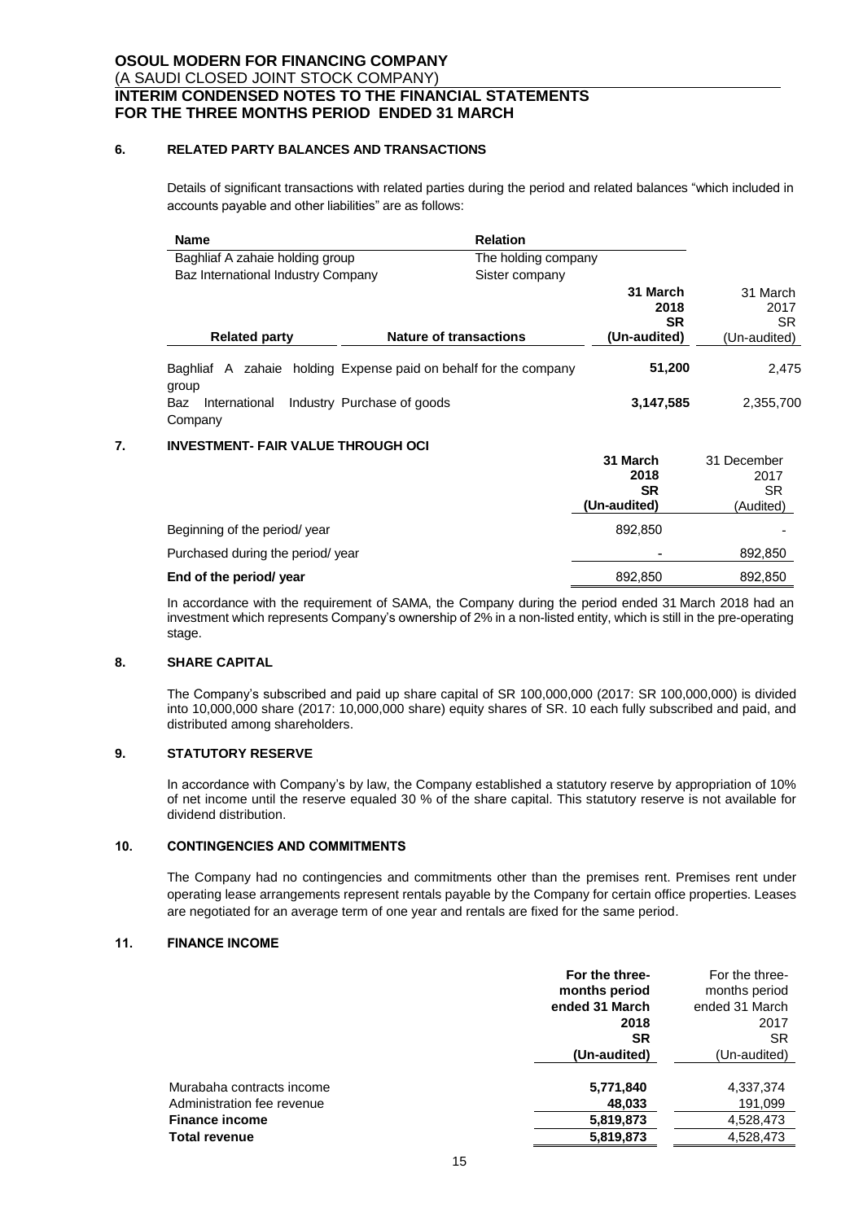## 6. RELATED PARTY BALANCES AND TRANSACTIONS

Details of significant transactions with related parties during the period and related balances "which included in accounts payable and other liabilities" are as follows:

| Name | Relation |
|---|---|
| Baghliaf A zahaie holding group | The holding company |
| Baz International Industry Company | Sister company |

| Related party | Nature of transactions | **31 March 2018 SR (Un-audited)** | 31 March 2017 SR (Un-audited) |
|---|---|---|---|
| Baghliaf A zahaie holding group | Expense paid on behalf for the company | **51,200** | 2,475 |
| Baz International Industry Company | Purchase of goods | **3,147,585** | 2,355,700 |

## 7. INVESTMENT- FAIR VALUE THROUGH OCI

| | **31 March 2018 SR (Un-audited)** | 31 December 2017 SR (Audited) |
|---|---|---|
| Beginning of the period/ year | 892,850 | - |
| Purchased during the period/ year | - | 892,850 |
| **End of the period/ year** | 892,850 | 892,850 |

In accordance with the requirement of SAMA, the Company during the period ended 31 March 2018 had an investment which represents Company's ownership of 2% in a non-listed entity, which is still in the pre-operating stage.

## 8. SHARE CAPITAL

The Company's subscribed and paid up share capital of SR 100,000,000 (2017: SR 100,000,000) is divided into 10,000,000 share (2017: 10,000,000 share) equity shares of SR. 10 each fully subscribed and paid, and distributed among shareholders.

## 9. STATUTORY RESERVE

In accordance with Company's by law, the Company established a statutory reserve by appropriation of 10% of net income until the reserve equaled 30 % of the share capital. This statutory reserve is not available for dividend distribution.

## 10. CONTINGENCIES AND COMMITMENTS

The Company had no contingencies and commitments other than the premises rent. Premises rent under operating lease arrangements represent rentals payable by the Company for certain office properties. Leases are negotiated for an average term of one year and rentals are fixed for the same period.

## 11. FINANCE INCOME

| | **For the three-months period ended 31 March 2018 SR (Un-audited)** | For the three-months period ended 31 March 2017 SR (Un-audited) |
|---|---|---|
| Murabaha contracts income | **5,771,840** | 4,337,374 |
| Administration fee revenue | **48,033** | 191,099 |
| **Finance income** | **5,819,873** | 4,528,473 |
| **Total revenue** | **5,819,873** | 4,528,473 |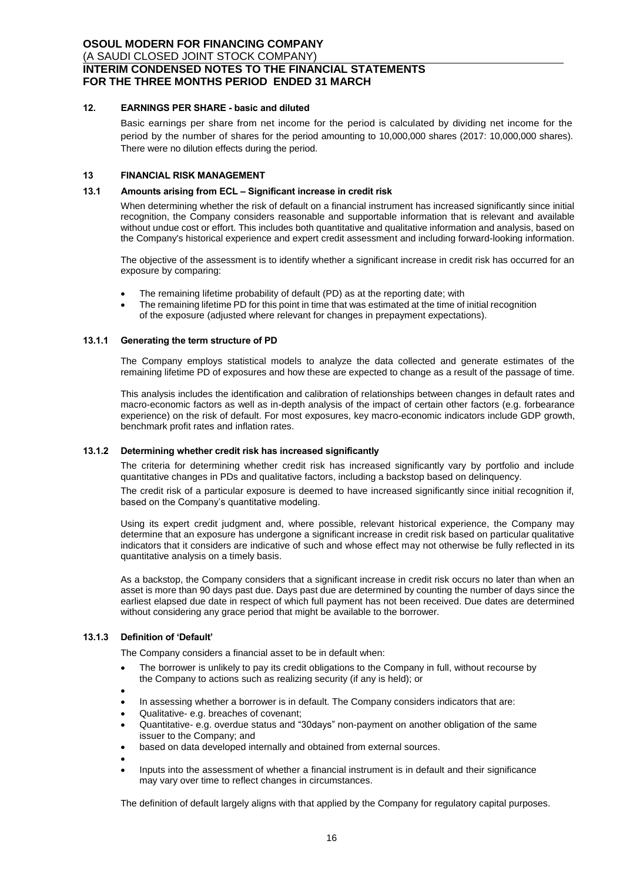## 12. EARNINGS PER SHARE - basic and diluted

Basic earnings per share from net income for the period is calculated by dividing net income for the period by the number of shares for the period amounting to 10,000,000 shares (2017: 10,000,000 shares). There were no dilution effects during the period.

## 13 FINANCIAL RISK MANAGEMENT

### 13.1 Amounts arising from ECL – Significant increase in credit risk

When determining whether the risk of default on a financial instrument has increased significantly since initial recognition, the Company considers reasonable and supportable information that is relevant and available without undue cost or effort. This includes both quantitative and qualitative information and analysis, based on the Company's historical experience and expert credit assessment and including forward-looking information.

The objective of the assessment is to identify whether a significant increase in credit risk has occurred for an exposure by comparing:

- The remaining lifetime probability of default (PD) as at the reporting date; with
- The remaining lifetime PD for this point in time that was estimated at the time of initial recognition of the exposure (adjusted where relevant for changes in prepayment expectations).

#### 13.1.1 Generating the term structure of PD

The Company employs statistical models to analyze the data collected and generate estimates of the remaining lifetime PD of exposures and how these are expected to change as a result of the passage of time.

This analysis includes the identification and calibration of relationships between changes in default rates and macro-economic factors as well as in-depth analysis of the impact of certain other factors (e.g. forbearance experience) on the risk of default. For most exposures, key macro-economic indicators include GDP growth, benchmark profit rates and inflation rates.

#### 13.1.2 Determining whether credit risk has increased significantly

The criteria for determining whether credit risk has increased significantly vary by portfolio and include quantitative changes in PDs and qualitative factors, including a backstop based on delinquency.

The credit risk of a particular exposure is deemed to have increased significantly since initial recognition if, based on the Company's quantitative modeling.

Using its expert credit judgment and, where possible, relevant historical experience, the Company may determine that an exposure has undergone a significant increase in credit risk based on particular qualitative indicators that it considers are indicative of such and whose effect may not otherwise be fully reflected in its quantitative analysis on a timely basis.

As a backstop, the Company considers that a significant increase in credit risk occurs no later than when an asset is more than 90 days past due. Days past due are determined by counting the number of days since the earliest elapsed due date in respect of which full payment has not been received. Due dates are determined without considering any grace period that might be available to the borrower.

#### 13.1.3 Definition of 'Default'

The Company considers a financial asset to be in default when:

- The borrower is unlikely to pay its credit obligations to the Company in full, without recourse by the Company to actions such as realizing security (if any is held); or
- 
- In assessing whether a borrower is in default. The Company considers indicators that are:
- Qualitative- e.g. breaches of covenant;
- Quantitative- e.g. overdue status and "30days" non-payment on another obligation of the same issuer to the Company; and
- based on data developed internally and obtained from external sources.
- 
- Inputs into the assessment of whether a financial instrument is in default and their significance may vary over time to reflect changes in circumstances.

The definition of default largely aligns with that applied by the Company for regulatory capital purposes.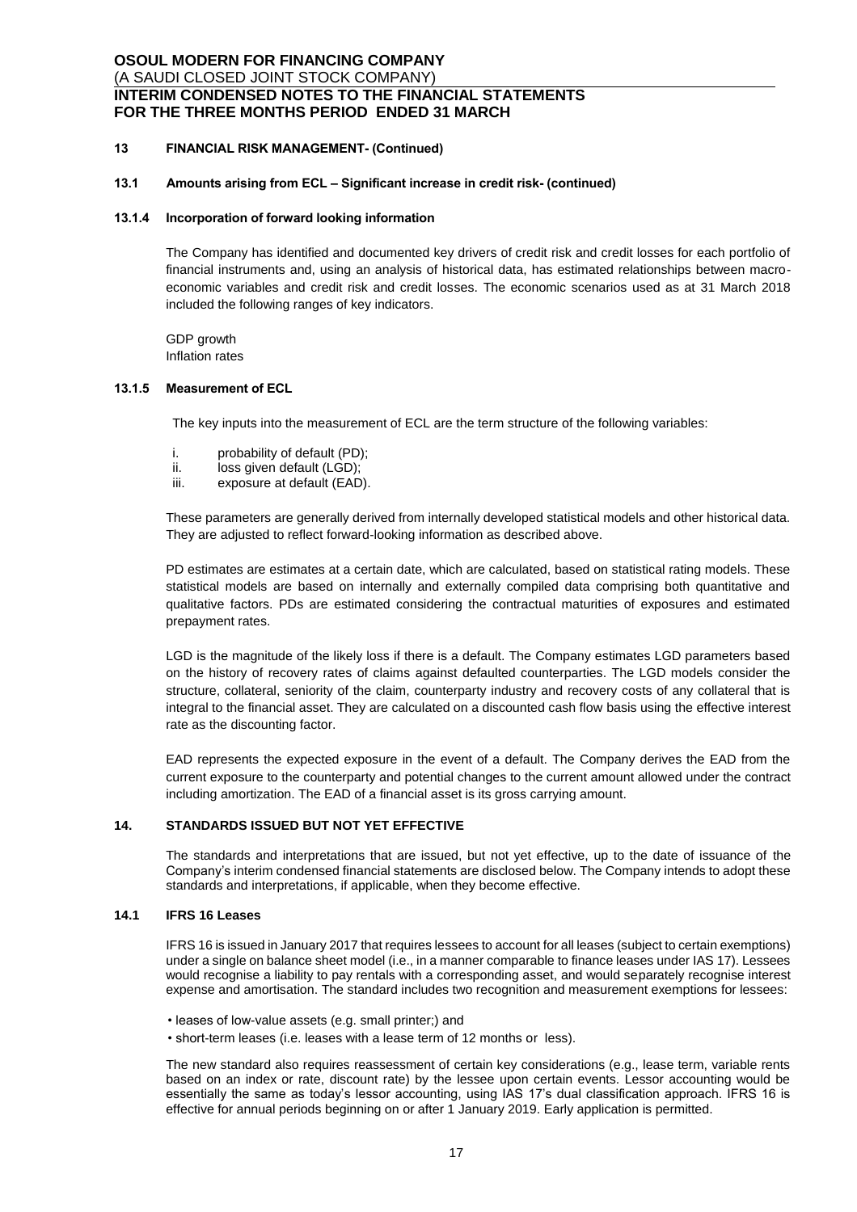## 13 FINANCIAL RISK MANAGEMENT- (Continued)

### 13.1 Amounts arising from ECL – Significant increase in credit risk- (continued)

#### 13.1.4 Incorporation of forward looking information

The Company has identified and documented key drivers of credit risk and credit losses for each portfolio of financial instruments and, using an analysis of historical data, has estimated relationships between macro-economic variables and credit risk and credit losses. The economic scenarios used as at 31 March 2018 included the following ranges of key indicators.

GDP growth
Inflation rates

#### 13.1.5 Measurement of ECL

The key inputs into the measurement of ECL are the term structure of the following variables:

i. probability of default (PD);
ii. loss given default (LGD);
iii. exposure at default (EAD).

These parameters are generally derived from internally developed statistical models and other historical data. They are adjusted to reflect forward-looking information as described above.

PD estimates are estimates at a certain date, which are calculated, based on statistical rating models. These statistical models are based on internally and externally compiled data comprising both quantitative and qualitative factors. PDs are estimated considering the contractual maturities of exposures and estimated prepayment rates.

LGD is the magnitude of the likely loss if there is a default. The Company estimates LGD parameters based on the history of recovery rates of claims against defaulted counterparties. The LGD models consider the structure, collateral, seniority of the claim, counterparty industry and recovery costs of any collateral that is integral to the financial asset. They are calculated on a discounted cash flow basis using the effective interest rate as the discounting factor.

EAD represents the expected exposure in the event of a default. The Company derives the EAD from the current exposure to the counterparty and potential changes to the current amount allowed under the contract including amortization. The EAD of a financial asset is its gross carrying amount.

## 14. STANDARDS ISSUED BUT NOT YET EFFECTIVE

The standards and interpretations that are issued, but not yet effective, up to the date of issuance of the Company's interim condensed financial statements are disclosed below. The Company intends to adopt these standards and interpretations, if applicable, when they become effective.

### 14.1 IFRS 16 Leases

IFRS 16 is issued in January 2017 that requires lessees to account for all leases (subject to certain exemptions) under a single on balance sheet model (i.e., in a manner comparable to finance leases under IAS 17). Lessees would recognise a liability to pay rentals with a corresponding asset, and would separately recognise interest expense and amortisation. The standard includes two recognition and measurement exemptions for lessees:

- leases of low-value assets (e.g. small printer;) and
- short-term leases (i.e. leases with a lease term of 12 months or less).

The new standard also requires reassessment of certain key considerations (e.g., lease term, variable rents based on an index or rate, discount rate) by the lessee upon certain events. Lessor accounting would be essentially the same as today's lessor accounting, using IAS 17's dual classification approach. IFRS 16 is effective for annual periods beginning on or after 1 January 2019. Early application is permitted.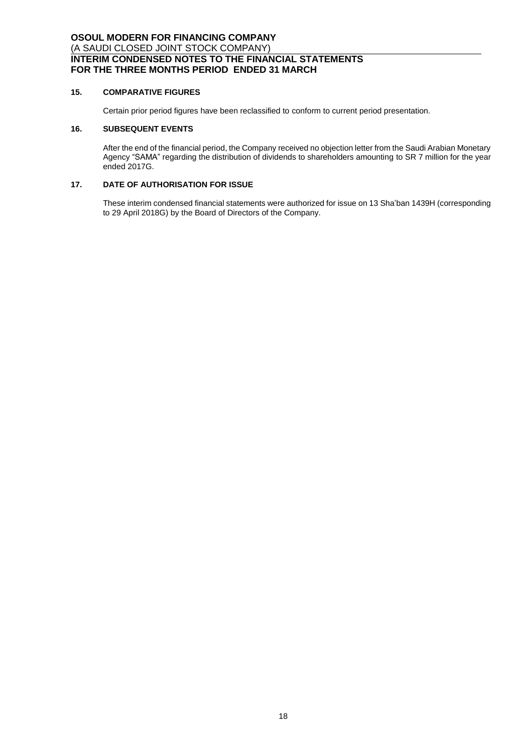## 15. COMPARATIVE FIGURES

Certain prior period figures have been reclassified to conform to current period presentation.

## 16. SUBSEQUENT EVENTS

After the end of the financial period, the Company received no objection letter from the Saudi Arabian Monetary Agency "SAMA" regarding the distribution of dividends to shareholders amounting to SR 7 million for the year ended 2017G.

## 17. DATE OF AUTHORISATION FOR ISSUE

These interim condensed financial statements were authorized for issue on 13 Sha'ban 1439H (corresponding to 29 April 2018G) by the Board of Directors of the Company.